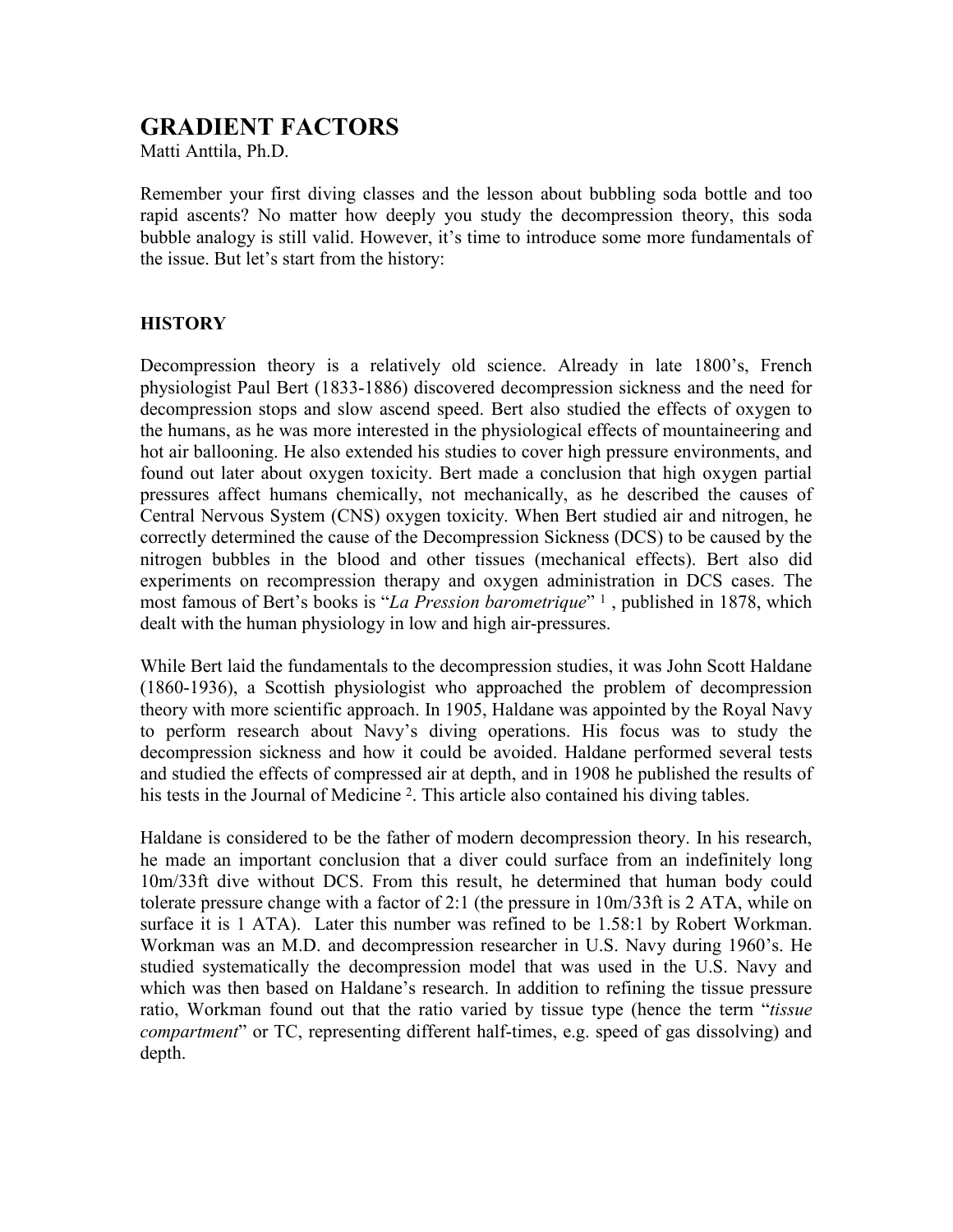# GRADIENT FACTORS

Matti Anttila, Ph.D.

Remember your first diving classes and the lesson about bubbling soda bottle and too rapid ascents? No matter how deeply you study the decompression theory, this soda bubble analogy is still valid. However, it's time to introduce some more fundamentals of the issue. But let's start from the history:

## HISTORY

Decompression theory is a relatively old science. Already in late 1800's, French physiologist Paul Bert (1833-1886) discovered decompression sickness and the need for decompression stops and slow ascend speed. Bert also studied the effects of oxygen to the humans, as he was more interested in the physiological effects of mountaineering and hot air ballooning. He also extended his studies to cover high pressure environments, and found out later about oxygen toxicity. Bert made a conclusion that high oxygen partial pressures affect humans chemically, not mechanically, as he described the causes of Central Nervous System (CNS) oxygen toxicity. When Bert studied air and nitrogen, he correctly determined the cause of the Decompression Sickness (DCS) to be caused by the nitrogen bubbles in the blood and other tissues (mechanical effects). Bert also did experiments on recompression therapy and oxygen administration in DCS cases. The most famous of Bert's books is "*La Pression barometrique*" [1] , published in 1878, which dealt with the human physiology in low and high air-pressures.

While Bert laid the fundamentals to the decompression studies, it was John Scott Haldane (1860-1936), a Scottish physiologist who approached the problem of decompression theory with more scientific approach. In 1905, Haldane was appointed by the Royal Navy to perform research about Navy's diving operations. His focus was to study the decompression sickness and how it could be avoided. Haldane performed several tests and studied the effects of compressed air at depth, and in 1908 he published the results of his tests in the Journal of Medicine [2]. This article also contained his diving tables.

Haldane is considered to be the father of modern decompression theory. In his research, he made an important conclusion that a diver could surface from an indefinitely long 10m/33ft dive without DCS. From this result, he determined that human body could tolerate pressure change with a factor of 2:1 (the pressure in 10m/33ft is 2 ATA, while on surface it is 1 ATA). Later this number was refined to be 1.58:1 by Robert Workman. Workman was an M.D. and decompression researcher in U.S. Navy during 1960's. He studied systematically the decompression model that was used in the U.S. Navy and which was then based on Haldane's research. In addition to refining the tissue pressure ratio, Workman found out that the ratio varied by tissue type (hence the term "*tissue compartment*" or TC, representing different half-times, e.g. speed of gas dissolving) and depth.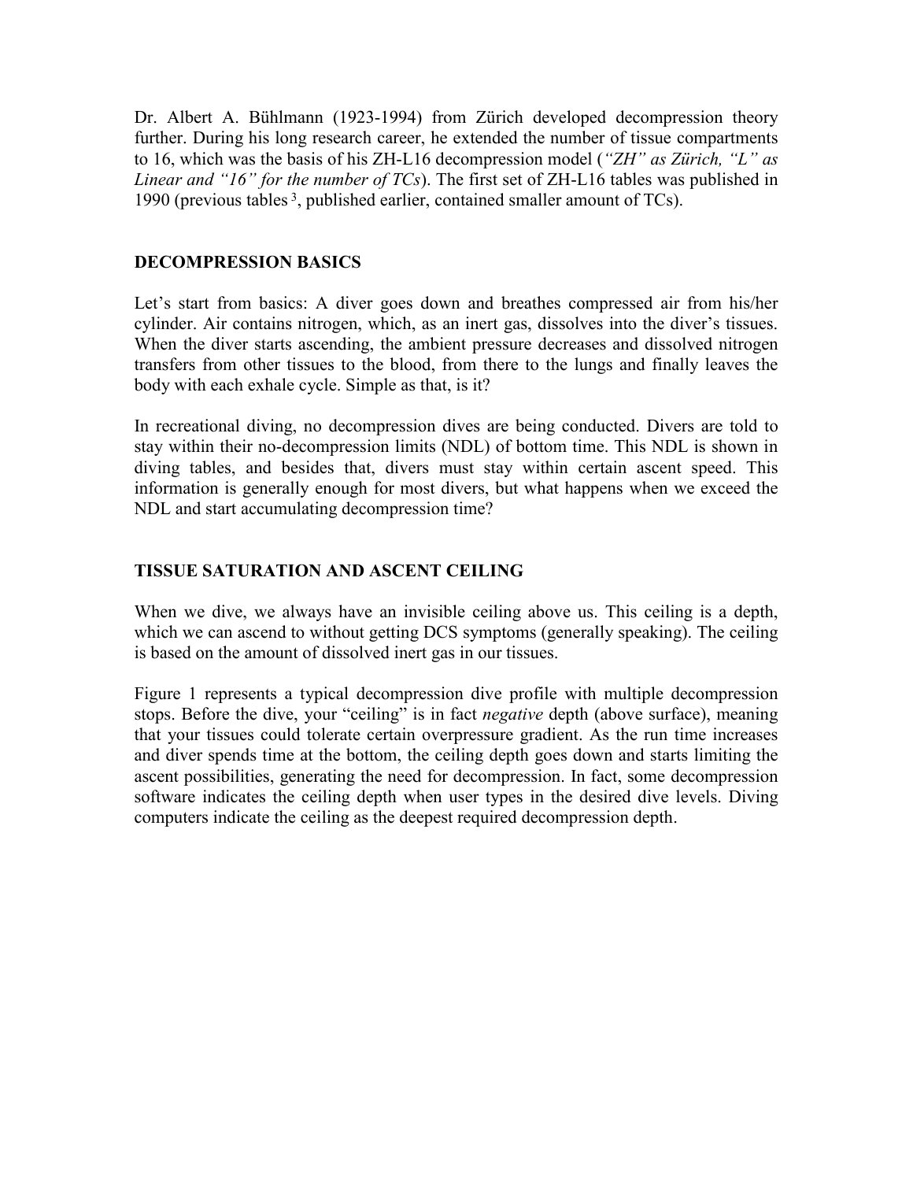Dr. Albert A. Bühlmann (1923-1994) from Zürich developed decompression theory further. During his long research career, he extended the number of tissue compartments to 16, which was the basis of his ZH-L16 decompression model (*"ZH" as Zürich, "L" as Linear and "16" for the number of TCs*). The first set of ZH-L16 tables was published in 1990 (previous tables [3], published earlier, contained smaller amount of TCs).

## DECOMPRESSION BASICS

Let's start from basics: A diver goes down and breathes compressed air from his/her cylinder. Air contains nitrogen, which, as an inert gas, dissolves into the diver's tissues. When the diver starts ascending, the ambient pressure decreases and dissolved nitrogen transfers from other tissues to the blood, from there to the lungs and finally leaves the body with each exhale cycle. Simple as that, is it?

In recreational diving, no decompression dives are being conducted. Divers are told to stay within their no-decompression limits (NDL) of bottom time. This NDL is shown in diving tables, and besides that, divers must stay within certain ascent speed. This information is generally enough for most divers, but what happens when we exceed the NDL and start accumulating decompression time?

## TISSUE SATURATION AND ASCENT CEILING

When we dive, we always have an invisible ceiling above us. This ceiling is a depth, which we can ascend to without getting DCS symptoms (generally speaking). The ceiling is based on the amount of dissolved inert gas in our tissues.

Figure 1 represents a typical decompression dive profile with multiple decompression stops. Before the dive, your "ceiling" is in fact *negative* depth (above surface), meaning that your tissues could tolerate certain overpressure gradient. As the run time increases and diver spends time at the bottom, the ceiling depth goes down and starts limiting the ascent possibilities, generating the need for decompression. In fact, some decompression software indicates the ceiling depth when user types in the desired dive levels. Diving computers indicate the ceiling as the deepest required decompression depth.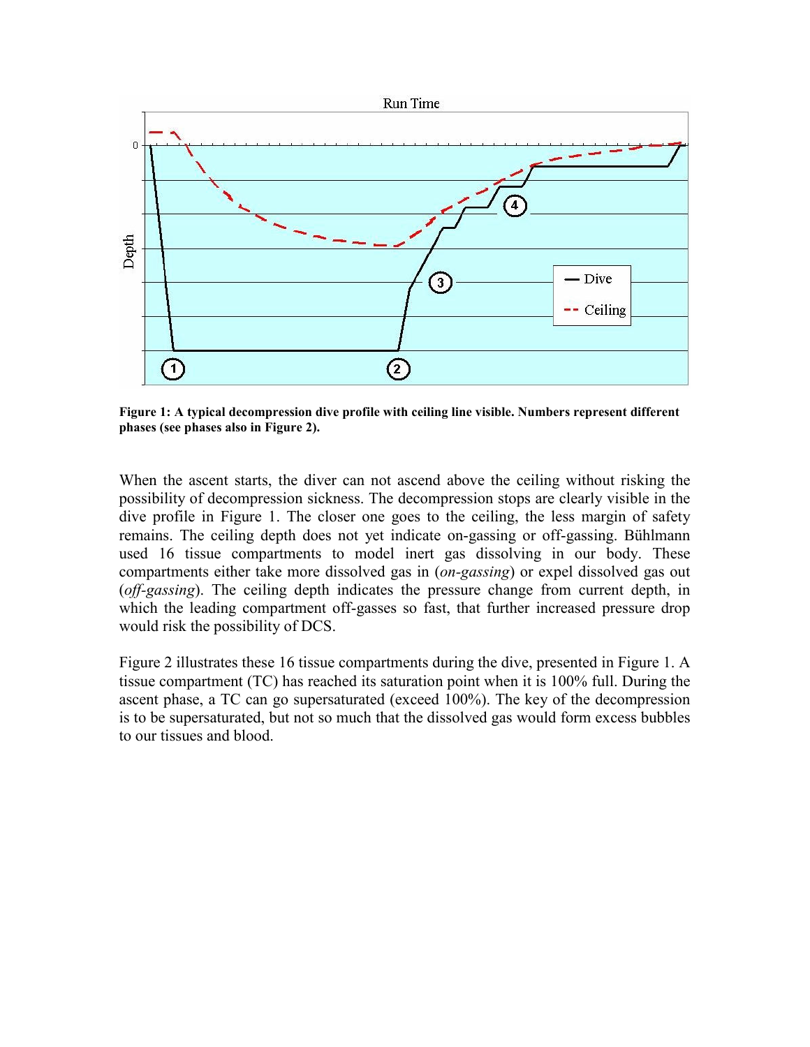**Figure 1: A typical decompression dive profile with ceiling line visible. Numbers represent different phases (see phases also in Figure 2).**

When the ascent starts, the diver can not ascend above the ceiling without risking the possibility of decompression sickness. The decompression stops are clearly visible in the dive profile in Figure 1. The closer one goes to the ceiling, the less margin of safety remains. The ceiling depth does not yet indicate on-gassing or off-gassing. Bühlmann used 16 tissue compartments to model inert gas dissolving in our body. These compartments either take more dissolved gas in (*on-gassing*) or expel dissolved gas out (*off-gassing*). The ceiling depth indicates the pressure change from current depth, in which the leading compartment off-gasses so fast, that further increased pressure drop would risk the possibility of DCS.

Figure 2 illustrates these 16 tissue compartments during the dive, presented in Figure 1. A tissue compartment (TC) has reached its saturation point when it is 100% full. During the ascent phase, a TC can go supersaturated (exceed 100%). The key of the decompression is to be supersaturated, but not so much that the dissolved gas would form excess bubbles to our tissues and blood.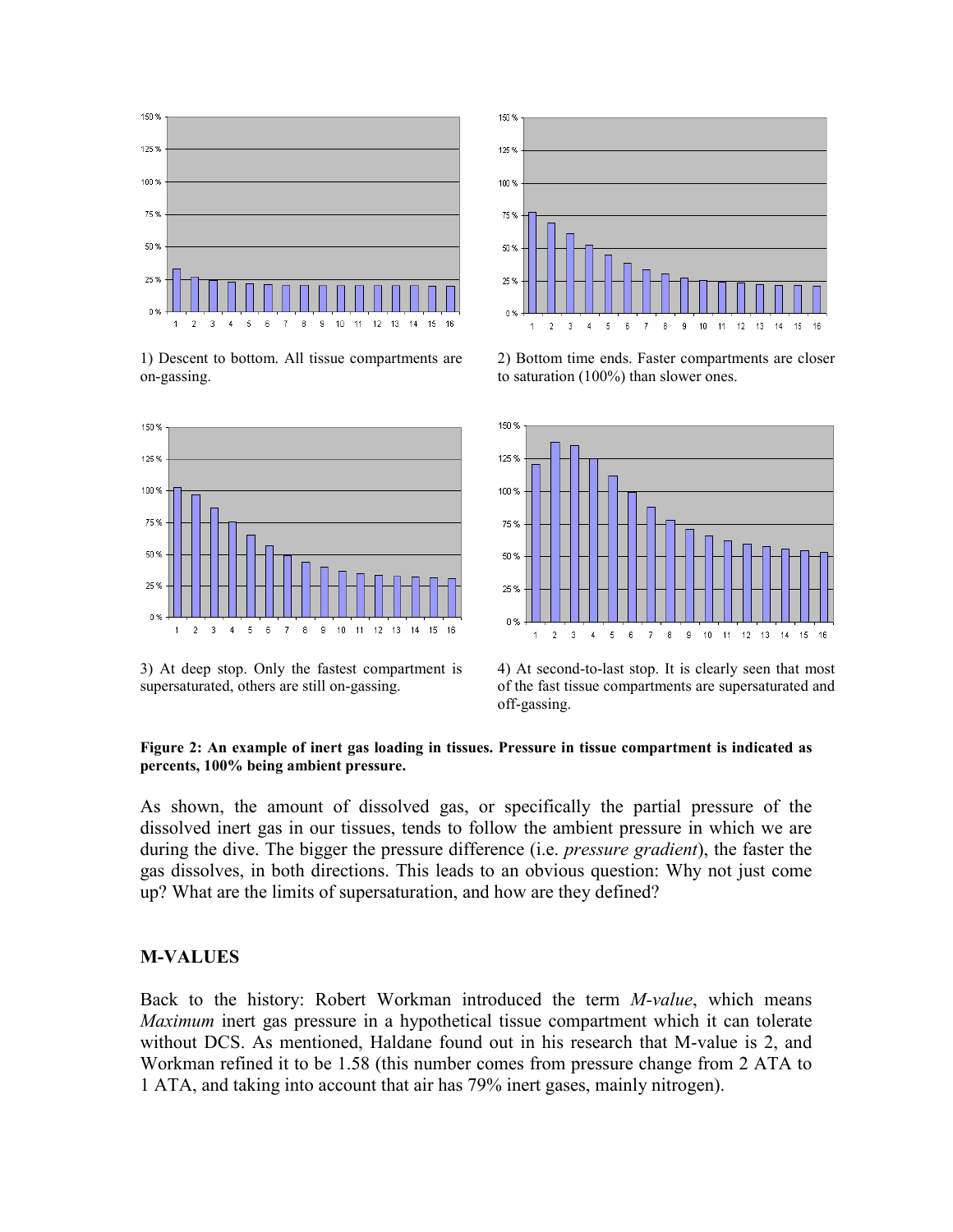1) Descent to bottom. All tissue compartments are on-gassing.

2) Bottom time ends. Faster compartments are closer to saturation (100%) than slower ones.

3) At deep stop. Only the fastest compartment is supersaturated, others are still on-gassing.

4) At second-to-last stop. It is clearly seen that most of the fast tissue compartments are supersaturated and off-gassing.

**Figure 2: An example of inert gas loading in tissues. Pressure in tissue compartment is indicated as percents, 100% being ambient pressure.**

As shown, the amount of dissolved gas, or specifically the partial pressure of the dissolved inert gas in our tissues, tends to follow the ambient pressure in which we are during the dive. The bigger the pressure difference (i.e. *pressure gradient*), the faster the gas dissolves, in both directions. This leads to an obvious question: Why not just come up? What are the limits of supersaturation, and how are they defined?

## M-VALUES

Back to the history: Robert Workman introduced the term *M-value*, which means *Maximum* inert gas pressure in a hypothetical tissue compartment which it can tolerate without DCS. As mentioned, Haldane found out in his research that M-value is 2, and Workman refined it to be 1.58 (this number comes from pressure change from 2 ATA to 1 ATA, and taking into account that air has 79% inert gases, mainly nitrogen).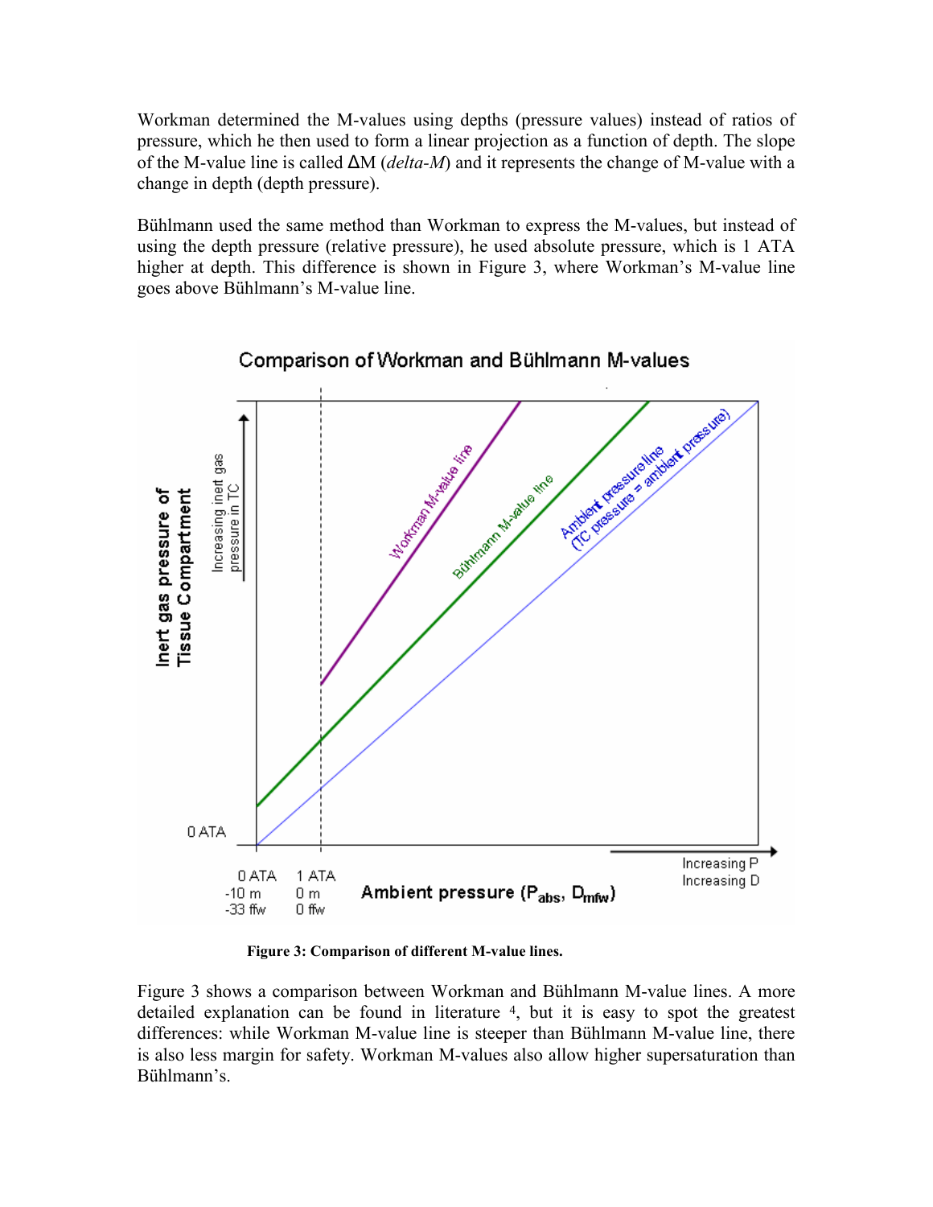Workman determined the M-values using depths (pressure values) instead of ratios of pressure, which he then used to form a linear projection as a function of depth. The slope of the M-value line is called ΔM (*delta-M*) and it represents the change of M-value with a change in depth (depth pressure).

Bühlmann used the same method than Workman to express the M-values, but instead of using the depth pressure (relative pressure), he used absolute pressure, which is 1 ATA higher at depth. This difference is shown in Figure 3, where Workman's M-value line goes above Bühlmann's M-value line.

**Figure 3: Comparison of different M-value lines.**

Figure 3 shows a comparison between Workman and Bühlmann M-value lines. A more detailed explanation can be found in literature [4], but it is easy to spot the greatest differences: while Workman M-value line is steeper than Bühlmann M-value line, there is also less margin for safety. Workman M-values also allow higher supersaturation than Bühlmann's.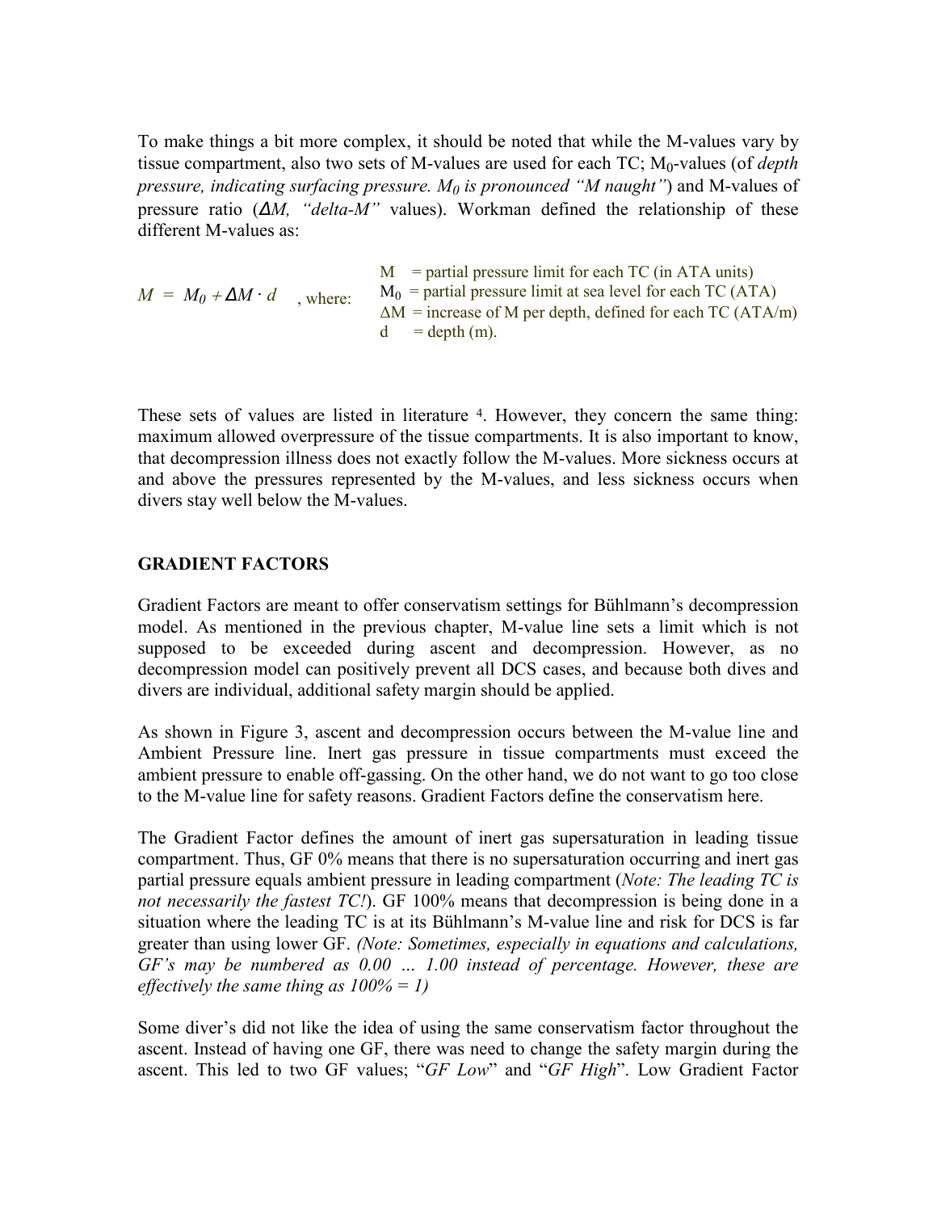To make things a bit more complex, it should be noted that while the M-values vary by tissue compartment, also two sets of M-values are used for each TC; $M_0$-values (of *depth pressure, indicating surfacing pressure. $M_0$ is pronounced "M naught"*) and M-values of pressure ratio ($\Delta M$, *"delta-M"* values). Workman defined the relationship of these different M-values as:

$$M = M_0 + \Delta M \cdot d$$

, where:

- $M$ = partial pressure limit for each TC (in ATA units)
- $M_0$ = partial pressure limit at sea level for each TC (ATA)
- $\Delta M$ = increase of M per depth, defined for each TC (ATA/m)
- $d$ = depth (m).

These sets of values are listed in literature [4]. However, they concern the same thing: maximum allowed overpressure of the tissue compartments. It is also important to know, that decompression illness does not exactly follow the M-values. More sickness occurs at and above the pressures represented by the M-values, and less sickness occurs when divers stay well below the M-values.

## GRADIENT FACTORS

Gradient Factors are meant to offer conservatism settings for Bühlmann's decompression model. As mentioned in the previous chapter, M-value line sets a limit which is not supposed to be exceeded during ascent and decompression. However, as no decompression model can positively prevent all DCS cases, and because both dives and divers are individual, additional safety margin should be applied.

As shown in Figure 3, ascent and decompression occurs between the M-value line and Ambient Pressure line. Inert gas pressure in tissue compartments must exceed the ambient pressure to enable off-gassing. On the other hand, we do not want to go too close to the M-value line for safety reasons. Gradient Factors define the conservatism here.

The Gradient Factor defines the amount of inert gas supersaturation in leading tissue compartment. Thus, GF 0% means that there is no supersaturation occurring and inert gas partial pressure equals ambient pressure in leading compartment (*Note: The leading TC is not necessarily the fastest TC!*). GF 100% means that decompression is being done in a situation where the leading TC is at its Bühlmann's M-value line and risk for DCS is far greater than using lower GF. *(Note: Sometimes, especially in equations and calculations, GF's may be numbered as 0.00 … 1.00 instead of percentage. However, these are effectively the same thing as 100% = 1)*

Some diver's did not like the idea of using the same conservatism factor throughout the ascent. Instead of having one GF, there was need to change the safety margin during the ascent. This led to two GF values; "*GF Low*" and "*GF High*". Low Gradient Factor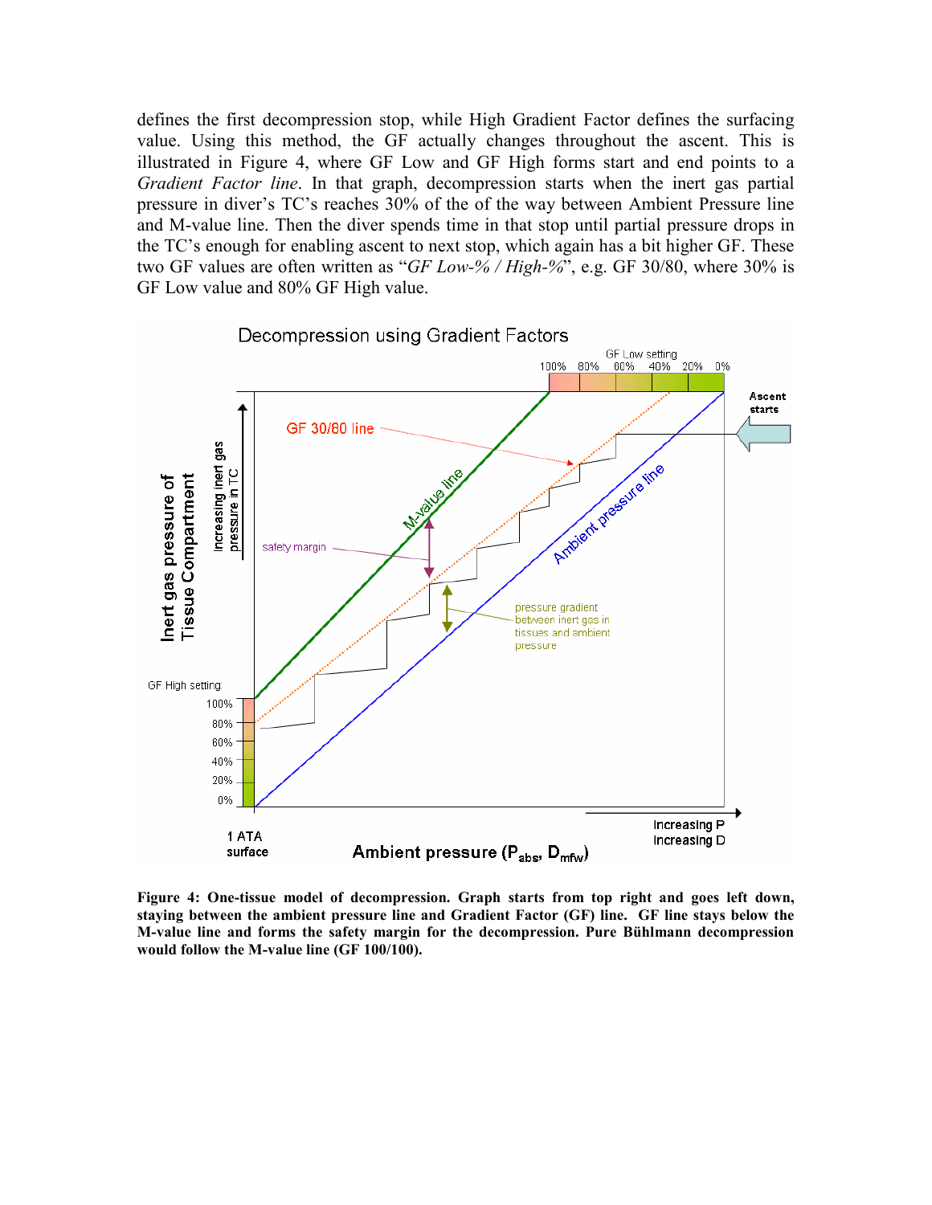defines the first decompression stop, while High Gradient Factor defines the surfacing value. Using this method, the GF actually changes throughout the ascent. This is illustrated in Figure 4, where GF Low and GF High forms start and end points to a *Gradient Factor line*. In that graph, decompression starts when the inert gas partial pressure in diver's TC's reaches 30% of the of the way between Ambient Pressure line and M-value line. Then the diver spends time in that stop until partial pressure drops in the TC's enough for enabling ascent to next stop, which again has a bit higher GF. These two GF values are often written as "*GF Low-% / High-%*", e.g. GF 30/80, where 30% is GF Low value and 80% GF High value.

**Figure 4: One-tissue model of decompression. Graph starts from top right and goes left down, staying between the ambient pressure line and Gradient Factor (GF) line. GF line stays below the M-value line and forms the safety margin for the decompression. Pure Bühlmann decompression would follow the M-value line (GF 100/100).**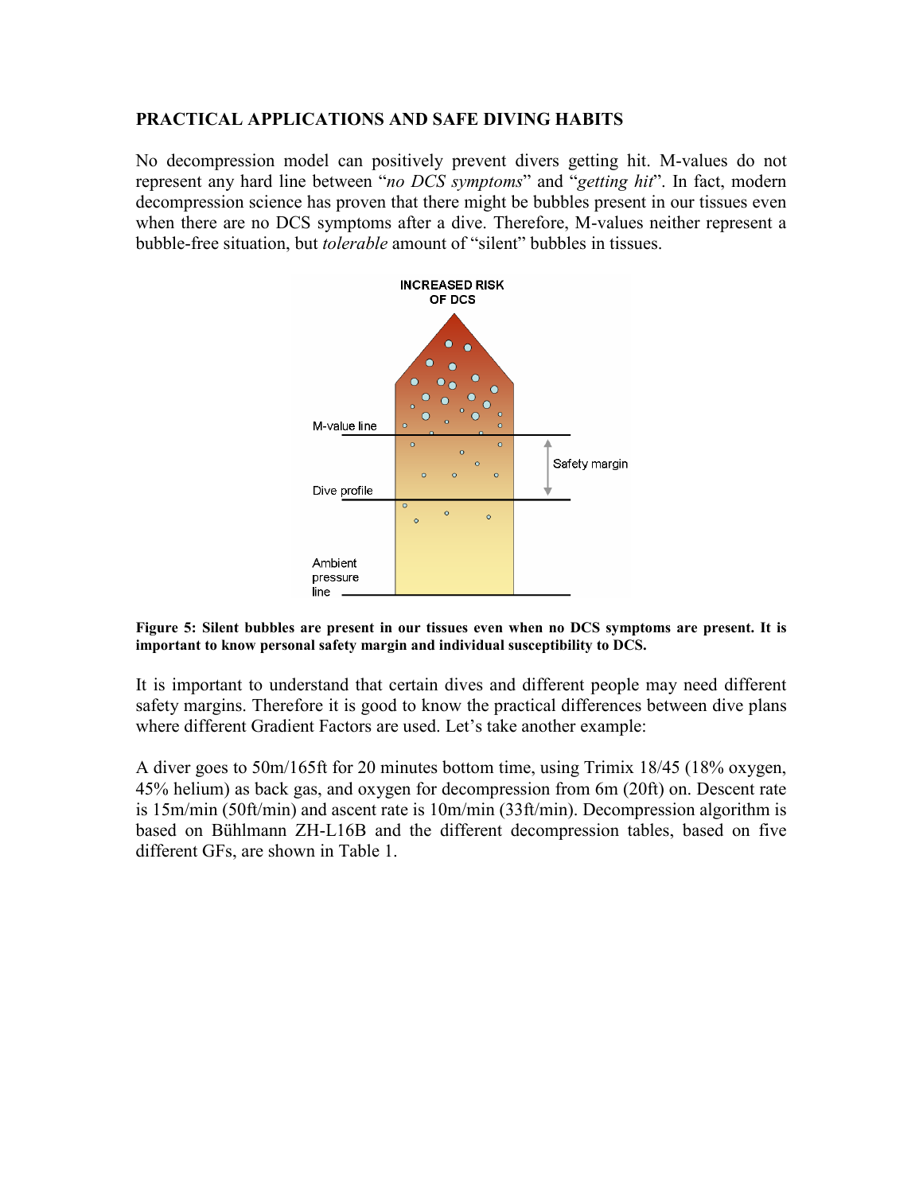## PRACTICAL APPLICATIONS AND SAFE DIVING HABITS

No decompression model can positively prevent divers getting hit. M-values do not represent any hard line between "*no DCS symptoms*" and "*getting hit*". In fact, modern decompression science has proven that there might be bubbles present in our tissues even when there are no DCS symptoms after a dive. Therefore, M-values neither represent a bubble-free situation, but *tolerable* amount of "silent" bubbles in tissues.

**Figure 5: Silent bubbles are present in our tissues even when no DCS symptoms are present. It is important to know personal safety margin and individual susceptibility to DCS.**

It is important to understand that certain dives and different people may need different safety margins. Therefore it is good to know the practical differences between dive plans where different Gradient Factors are used. Let's take another example:

A diver goes to 50m/165ft for 20 minutes bottom time, using Trimix 18/45 (18% oxygen, 45% helium) as back gas, and oxygen for decompression from 6m (20ft) on. Descent rate is 15m/min (50ft/min) and ascent rate is 10m/min (33ft/min). Decompression algorithm is based on Bühlmann ZH-L16B and the different decompression tables, based on five different GFs, are shown in Table 1.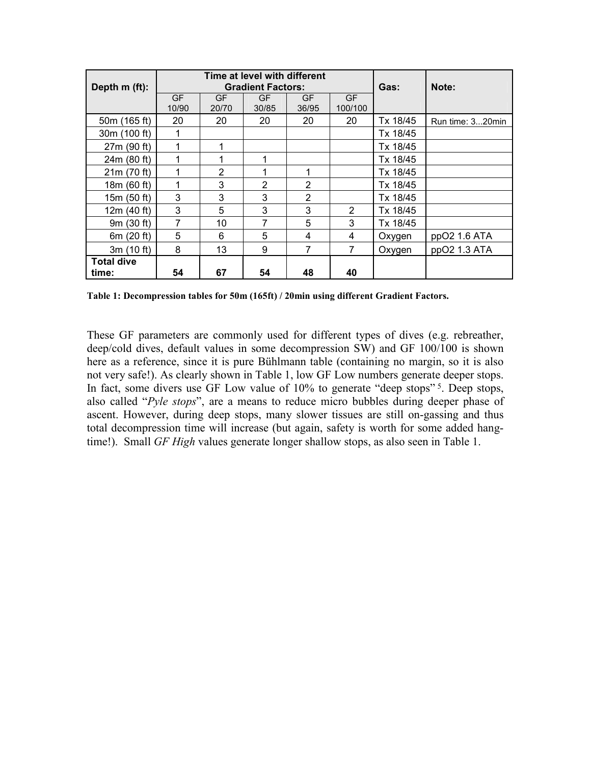| Depth m (ft): | Time at level with different Gradient Factors: | | | | | Gas: | Note: |
|---|---|---|---|---|---|---|---|
| | GF 10/90 | GF 20/70 | GF 30/85 | GF 36/95 | GF 100/100 | | |
| 50m (165 ft) | 20 | 20 | 20 | 20 | 20 | Tx 18/45 | Run time: 3...20min |
| 30m (100 ft) | 1 | | | | | Tx 18/45 | |
| 27m (90 ft) | 1 | 1 | | | | Tx 18/45 | |
| 24m (80 ft) | 1 | 1 | 1 | | | Tx 18/45 | |
| 21m (70 ft) | 1 | 2 | 1 | 1 | | Tx 18/45 | |
| 18m (60 ft) | 1 | 3 | 2 | 2 | | Tx 18/45 | |
| 15m (50 ft) | 3 | 3 | 3 | 2 | | Tx 18/45 | |
| 12m (40 ft) | 3 | 5 | 3 | 3 | 2 | Tx 18/45 | |
| 9m (30 ft) | 7 | 10 | 7 | 5 | 3 | Tx 18/45 | |
| 6m (20 ft) | 5 | 6 | 5 | 4 | 4 | Oxygen | ppO2 1.6 ATA |
| 3m (10 ft) | 8 | 13 | 9 | 7 | 7 | Oxygen | ppO2 1.3 ATA |
| **Total dive time:** | **54** | **67** | **54** | **48** | **40** | | |

**Table 1: Decompression tables for 50m (165ft) / 20min using different Gradient Factors.**

These GF parameters are commonly used for different types of dives (e.g. rebreather, deep/cold dives, default values in some decompression SW) and GF 100/100 is shown here as a reference, since it is pure Bühlmann table (containing no margin, so it is also not very safe!). As clearly shown in Table 1, low GF Low numbers generate deeper stops. In fact, some divers use GF Low value of 10% to generate "deep stops" [5]. Deep stops, also called "*Pyle stops*", are a means to reduce micro bubbles during deeper phase of ascent. However, during deep stops, many slower tissues are still on-gassing and thus total decompression time will increase (but again, safety is worth for some added hang-time!). Small *GF High* values generate longer shallow stops, as also seen in Table 1.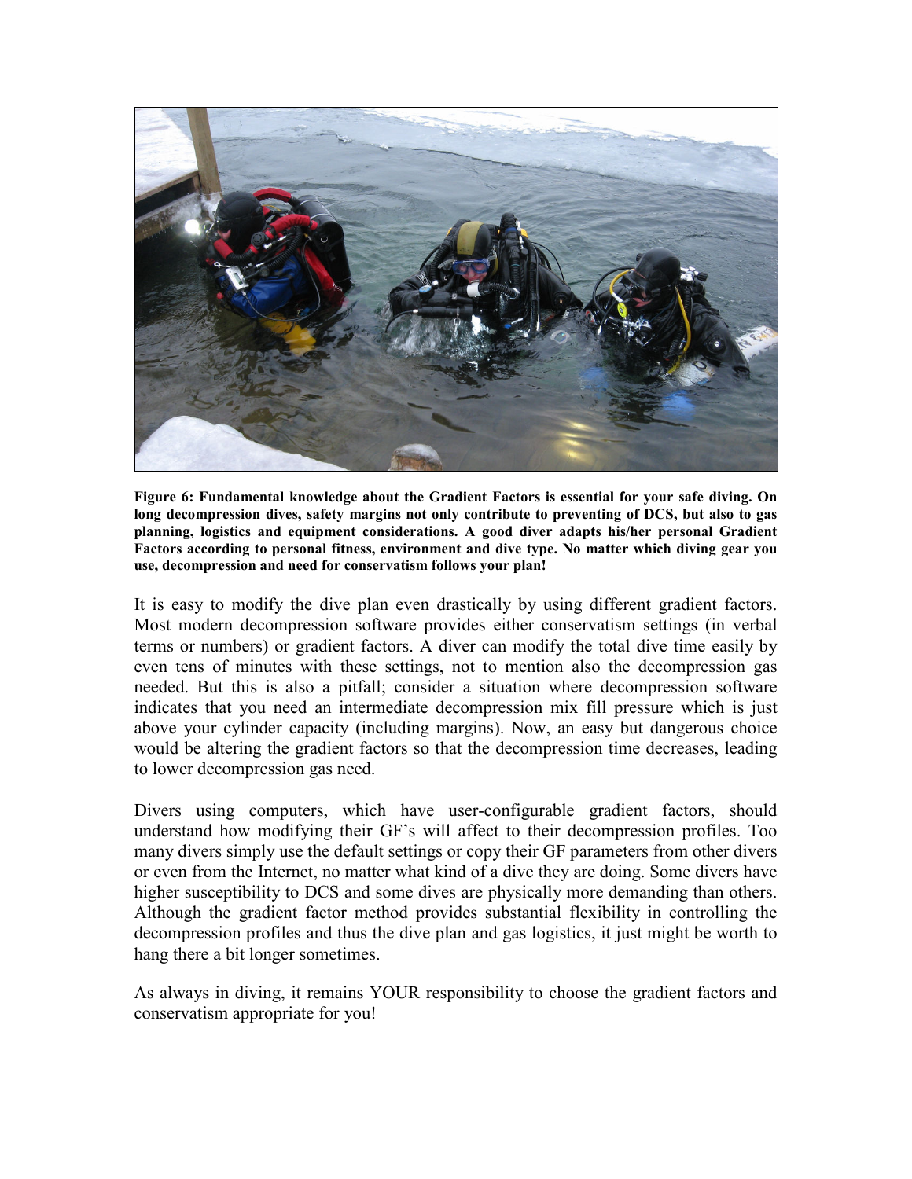**Figure 6: Fundamental knowledge about the Gradient Factors is essential for your safe diving. On long decompression dives, safety margins not only contribute to preventing of DCS, but also to gas planning, logistics and equipment considerations. A good diver adapts his/her personal Gradient Factors according to personal fitness, environment and dive type. No matter which diving gear you use, decompression and need for conservatism follows your plan!**

It is easy to modify the dive plan even drastically by using different gradient factors. Most modern decompression software provides either conservatism settings (in verbal terms or numbers) or gradient factors. A diver can modify the total dive time easily by even tens of minutes with these settings, not to mention also the decompression gas needed. But this is also a pitfall; consider a situation where decompression software indicates that you need an intermediate decompression mix fill pressure which is just above your cylinder capacity (including margins). Now, an easy but dangerous choice would be altering the gradient factors so that the decompression time decreases, leading to lower decompression gas need.

Divers using computers, which have user-configurable gradient factors, should understand how modifying their GF's will affect to their decompression profiles. Too many divers simply use the default settings or copy their GF parameters from other divers or even from the Internet, no matter what kind of a dive they are doing. Some divers have higher susceptibility to DCS and some dives are physically more demanding than others. Although the gradient factor method provides substantial flexibility in controlling the decompression profiles and thus the dive plan and gas logistics, it just might be worth to hang there a bit longer sometimes.

As always in diving, it remains YOUR responsibility to choose the gradient factors and conservatism appropriate for you!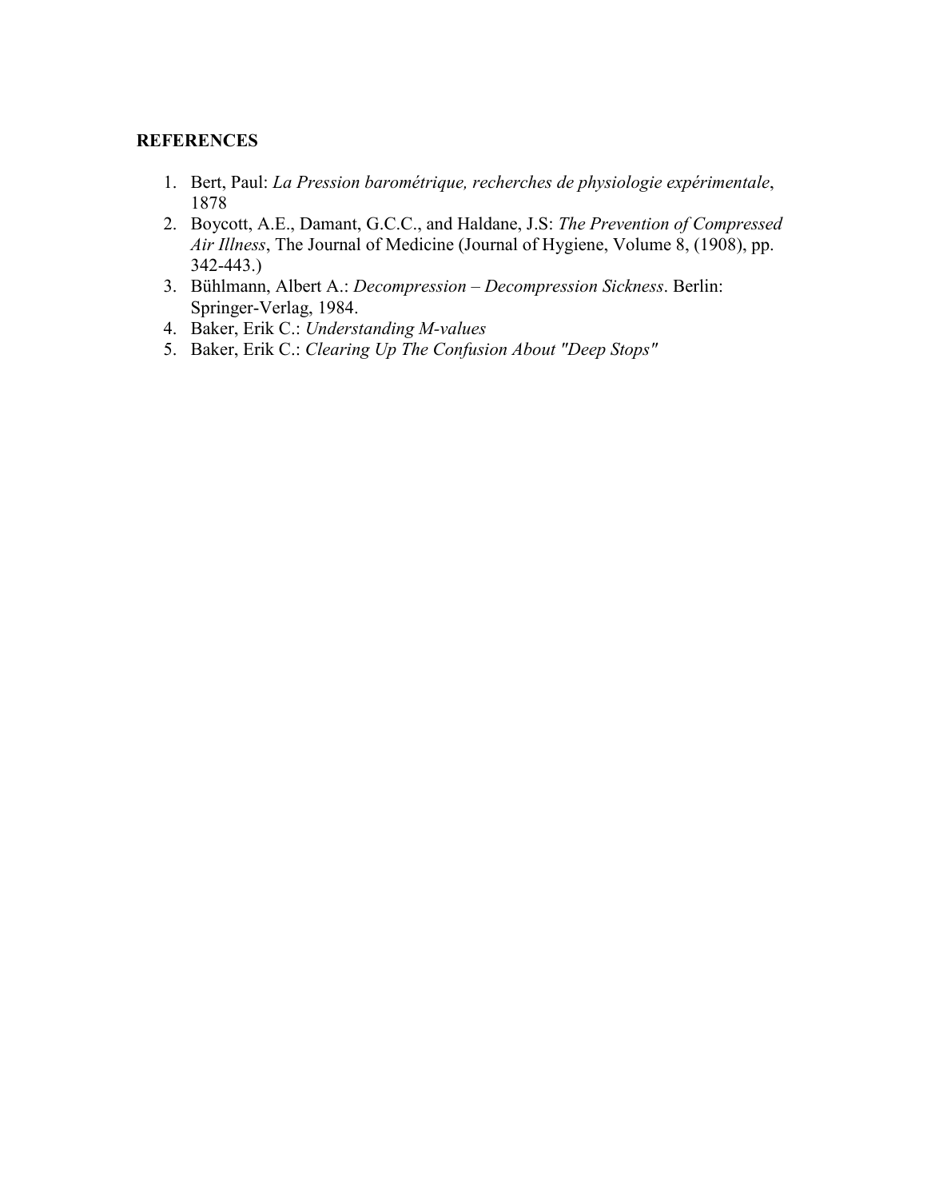**REFERENCES**

1. Bert, Paul: *La Pression barométrique, recherches de physiologie expérimentale*, 1878
2. Boycott, A.E., Damant, G.C.C., and Haldane, J.S: *The Prevention of Compressed Air Illness*, The Journal of Medicine (Journal of Hygiene, Volume 8, (1908), pp. 342-443.)
3. Bühlmann, Albert A.: *Decompression – Decompression Sickness*. Berlin: Springer-Verlag, 1984.
4. Baker, Erik C.: *Understanding M-values*
5. Baker, Erik C.: *Clearing Up The Confusion About "Deep Stops"*